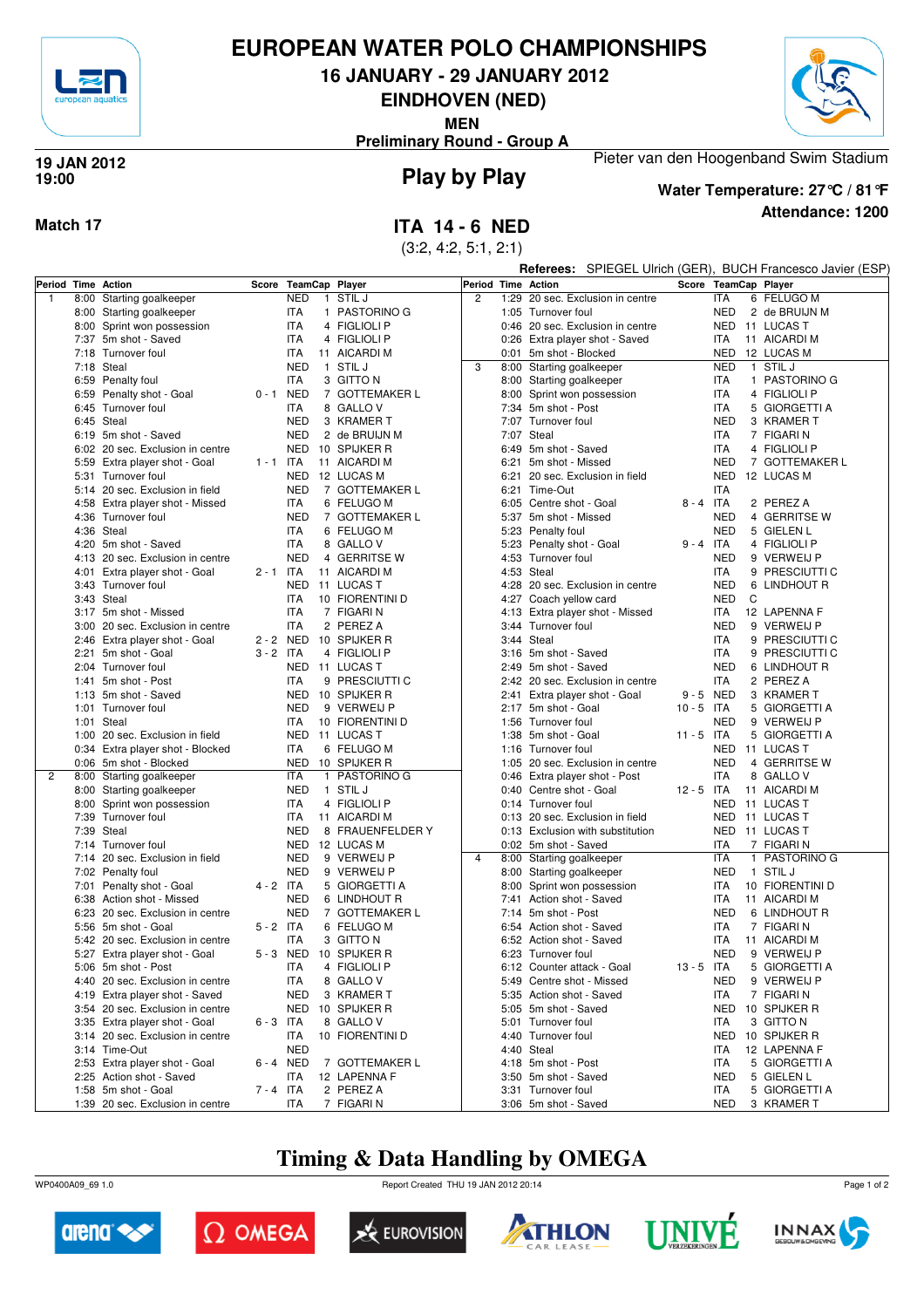# EUROPEAN WATER POLO CHAMPIONSHIPS

## 16 JANUARY - 29 JANUARY 2012

## EINDHOVEN (NED)

**MEN**

**Preliminary Round - Group A**

**19 JAN 2012**
**19:00**

## Play by Play

Pieter van den Hoogenband Swim Stadium

**Water Temperature: 27°C / 81°F**

**Attendance: 1200**

**Match 17**

## ITA 14 - 6 NED

(3:2, 4:2, 5:1, 2:1)

**Referees:** SPIEGEL Ulrich (GER), BUCH Francesco Javier (ESP)

| Period | Time | Action | Score | TeamCap | Player |
|---|---|---|---|---|---|
| 1 | 8:00 | Starting goalkeeper | | NED 1 | STIL J |
| | 8:00 | Starting goalkeeper | | ITA 1 | PASTORINO G |
| | 8:00 | Sprint won possession | | ITA 4 | FIGLIOLI P |
| | 7:37 | 5m shot - Saved | | ITA 4 | FIGLIOLI P |
| | 7:18 | Turnover foul | | ITA 11 | AICARDI M |
| | 7:18 | Steal | | NED 1 | STIL J |
| | 6:59 | Penalty foul | | ITA 3 | GITTO N |
| | 6:59 | Penalty shot - Goal | 0 - 1 | NED 7 | GOTTEMAKER L |
| | 6:45 | Turnover foul | | ITA 8 | GALLO V |
| | 6:45 | Steal | | NED 3 | KRAMER T |
| | 6:19 | 5m shot - Saved | | NED 2 | de BRUIJN M |
| | 6:02 | 20 sec. Exclusion in centre | | NED 10 | SPIJKER R |
| | 5:59 | Extra player shot - Goal | 1 - 1 | ITA 11 | AICARDI M |
| | 5:31 | Turnover foul | | NED 12 | LUCAS M |
| | 5:14 | 20 sec. Exclusion in field | | NED 7 | GOTTEMAKER L |
| | 4:58 | Extra player shot - Missed | | ITA 6 | FELUGO M |
| | 4:36 | Turnover foul | | NED 7 | GOTTEMAKER L |
| | 4:36 | Steal | | ITA 6 | FELUGO M |
| | 4:20 | 5m shot - Saved | | ITA 4 | FIGLIOLI P |
| | 4:13 | 20 sec. Exclusion in centre | | NED 4 | GERRITSE W |
| | 4:01 | Extra player shot - Goal | 2 - 1 | ITA 11 | AICARDI M |
| | 3:43 | Turnover foul | | NED 11 | LUCAS T |
| | 3:43 | Steal | | ITA 10 | FIORENTINI D |
| | 3:17 | 5m shot - Missed | | ITA 7 | FIGARI N |
| | 3:00 | 20 sec. Exclusion in centre | | ITA 2 | PEREZ A |
| | 2:46 | Extra player shot - Goal | 2 - 2 | NED 10 | SPIJKER R |
| | 2:21 | 5m shot - Goal | 3 - 2 | ITA 4 | FIGLIOLI P |
| | 2:04 | Turnover foul | | NED 11 | LUCAS T |
| | 1:41 | 5m shot - Post | | ITA 9 | PRESCIUTTI C |
| | 1:13 | 5m shot - Saved | | NED 10 | SPIJKER R |
| | 1:01 | Turnover foul | | NED 9 | VERWEIJ P |
| | 1:01 | Steal | | ITA 10 | FIORENTINI D |
| | 1:00 | 20 sec. Exclusion in field | | NED 11 | LUCAS T |
| | 0:34 | Extra player shot - Blocked | | ITA 6 | FELUGO M |
| | 0:06 | 5m shot - Blocked | | NED 10 | SPIJKER R |
| 2 | 8:00 | Starting goalkeeper | | ITA 1 | PASTORINO G |
| | 8:00 | Starting goalkeeper | | NED 1 | STIL J |
| | 8:00 | Sprint won possession | | ITA 4 | FIGLIOLI P |
| | 7:39 | Turnover foul | | ITA 11 | AICARDI M |
| | 7:39 | Steal | | NED 8 | FRAUENFELDER Y |
| | 7:14 | Turnover foul | | NED 12 | LUCAS M |
| | 7:14 | 20 sec. Exclusion in field | | NED 9 | VERWEIJ P |
| | 7:02 | Penalty foul | | NED 9 | VERWEIJ P |
| | 7:01 | Penalty shot - Goal | 4 - 2 | ITA 5 | GIORGETTI A |
| | 6:38 | Action shot - Missed | | NED 6 | LINDHOUT R |
| | 6:23 | 20 sec. Exclusion in centre | | NED 7 | GOTTEMAKER L |
| | 5:56 | 5m shot - Goal | 5 - 2 | ITA 6 | FELUGO M |
| | 5:42 | 20 sec. Exclusion in centre | | ITA 3 | GITTO N |
| | 5:27 | Extra player shot - Goal | 5 - 3 | NED 10 | SPIJKER R |
| | 5:06 | 5m shot - Post | | ITA 4 | FIGLIOLI P |
| | 4:40 | 20 sec. Exclusion in centre | | ITA 8 | GALLO V |
| | 4:19 | Extra player shot - Saved | | NED 3 | KRAMER T |
| | 3:54 | 20 sec. Exclusion in centre | | NED 10 | SPIJKER R |
| | 3:35 | Extra player shot - Goal | 6 - 3 | ITA 8 | GALLO V |
| | 3:14 | 20 sec. Exclusion in centre | | ITA 10 | FIORENTINI D |
| | 3:14 | Time-Out | | NED | |
| | 2:53 | Extra player shot - Goal | 6 - 4 | NED 7 | GOTTEMAKER L |
| | 2:25 | Action shot - Saved | | ITA 12 | LAPENNA F |
| | 1:58 | 5m shot - Goal | 7 - 4 | ITA 2 | PEREZ A |
| | 1:39 | 20 sec. Exclusion in centre | | ITA 7 | FIGARI N |
| | 1:29 | 20 sec. Exclusion in centre | | ITA 6 | FELUGO M |
| | 1:05 | Turnover foul | | NED 2 | de BRUIJN M |
| | 0:46 | 20 sec. Exclusion in centre | | NED 11 | LUCAS T |
| | 0:26 | Extra player shot - Saved | | ITA 11 | AICARDI M |
| | 0:01 | 5m shot - Blocked | | NED 12 | LUCAS M |
| 3 | 8:00 | Starting goalkeeper | | NED 1 | STIL J |
| | 8:00 | Starting goalkeeper | | ITA 1 | PASTORINO G |
| | 8:00 | Sprint won possession | | ITA 4 | FIGLIOLI P |
| | 7:34 | 5m shot - Post | | ITA 5 | GIORGETTI A |
| | 7:07 | Turnover foul | | NED 3 | KRAMER T |
| | 7:07 | Steal | | ITA 7 | FIGARI N |
| | 6:49 | 5m shot - Saved | | ITA 4 | FIGLIOLI P |
| | 6:21 | 5m shot - Missed | | NED 7 | GOTTEMAKER L |
| | 6:21 | 20 sec. Exclusion in field | | NED 12 | LUCAS M |
| | 6:21 | Time-Out | | ITA | |
| | 6:05 | Centre shot - Goal | 8 - 4 | ITA 2 | PEREZ A |
| | 5:37 | 5m shot - Missed | | NED 4 | GERRITSE W |
| | 5:23 | Penalty foul | | NED 5 | GIELEN L |
| | 5:23 | Penalty shot - Goal | 9 - 4 | ITA 4 | FIGLIOLI P |
| | 4:53 | Turnover foul | | NED 9 | VERWEIJ P |
| | 4:53 | Steal | | ITA 9 | PRESCIUTTI C |
| | 4:28 | 20 sec. Exclusion in centre | | NED 6 | LINDHOUT R |
| | 4:27 | Coach yellow card | | NED C | |
| | 4:13 | Extra player shot - Missed | | ITA 12 | LAPENNA F |
| | 3:44 | Turnover foul | | NED 9 | VERWEIJ P |
| | 3:44 | Steal | | ITA 9 | PRESCIUTTI C |
| | 3:16 | 5m shot - Saved | | ITA 9 | PRESCIUTTI C |
| | 2:49 | 5m shot - Saved | | NED 6 | LINDHOUT R |
| | 2:42 | 20 sec. Exclusion in centre | | ITA 2 | PEREZ A |
| | 2:41 | Extra player shot - Goal | 9 - 5 | NED 3 | KRAMER T |
| | 2:17 | 5m shot - Goal | 10 - 5 | ITA 5 | GIORGETTI A |
| | 1:56 | Turnover foul | | NED 9 | VERWEIJ P |
| | 1:38 | 5m shot - Goal | 11 - 5 | ITA 5 | GIORGETTI A |
| | 1:16 | Turnover foul | | NED 11 | LUCAS T |
| | 1:05 | 20 sec. Exclusion in centre | | NED 4 | GERRITSE W |
| | 0:46 | Extra player shot - Post | | ITA 8 | GALLO V |
| | 0:40 | Centre shot - Goal | 12 - 5 | ITA 11 | AICARDI M |
| | 0:14 | Turnover foul | | NED 11 | LUCAS T |
| | 0:13 | 20 sec. Exclusion in field | | NED 11 | LUCAS T |
| | 0:13 | Exclusion with substitution | | NED 11 | LUCAS T |
| | 0:02 | 5m shot - Saved | | ITA 7 | FIGARI N |
| 4 | 8:00 | Starting goalkeeper | | ITA 1 | PASTORINO G |
| | 8:00 | Starting goalkeeper | | NED 1 | STIL J |
| | 8:00 | Sprint won possession | | ITA 10 | FIORENTINI D |
| | 7:41 | Action shot - Saved | | ITA 11 | AICARDI M |
| | 7:14 | 5m shot - Post | | NED 6 | LINDHOUT R |
| | 6:54 | Action shot - Saved | | ITA 7 | FIGARI N |
| | 6:52 | Action shot - Saved | | ITA 11 | AICARDI M |
| | 6:23 | Turnover foul | | NED 9 | VERWEIJ P |
| | 6:12 | Counter attack - Goal | 13 - 5 | ITA 5 | GIORGETTI A |
| | 5:49 | Centre shot - Missed | | NED 9 | VERWEIJ P |
| | 5:35 | Action shot - Saved | | ITA 7 | FIGARI N |
| | 5:05 | 5m shot - Saved | | NED 10 | SPIJKER R |
| | 5:01 | Turnover foul | | ITA 3 | GITTO N |
| | 4:40 | Turnover foul | | NED 10 | SPIJKER R |
| | 4:40 | Steal | | ITA 12 | LAPENNA F |
| | 4:18 | 5m shot - Post | | ITA 5 | GIORGETTI A |
| | 3:50 | 5m shot - Saved | | NED 5 | GIELEN L |
| | 3:31 | Turnover foul | | ITA 5 | GIORGETTI A |
| | 3:06 | 5m shot - Saved | | NED 3 | KRAMER T |

**Timing & Data Handling by OMEGA**

WP0400A09_69 1.0 Report Created THU 19 JAN 2012 20:14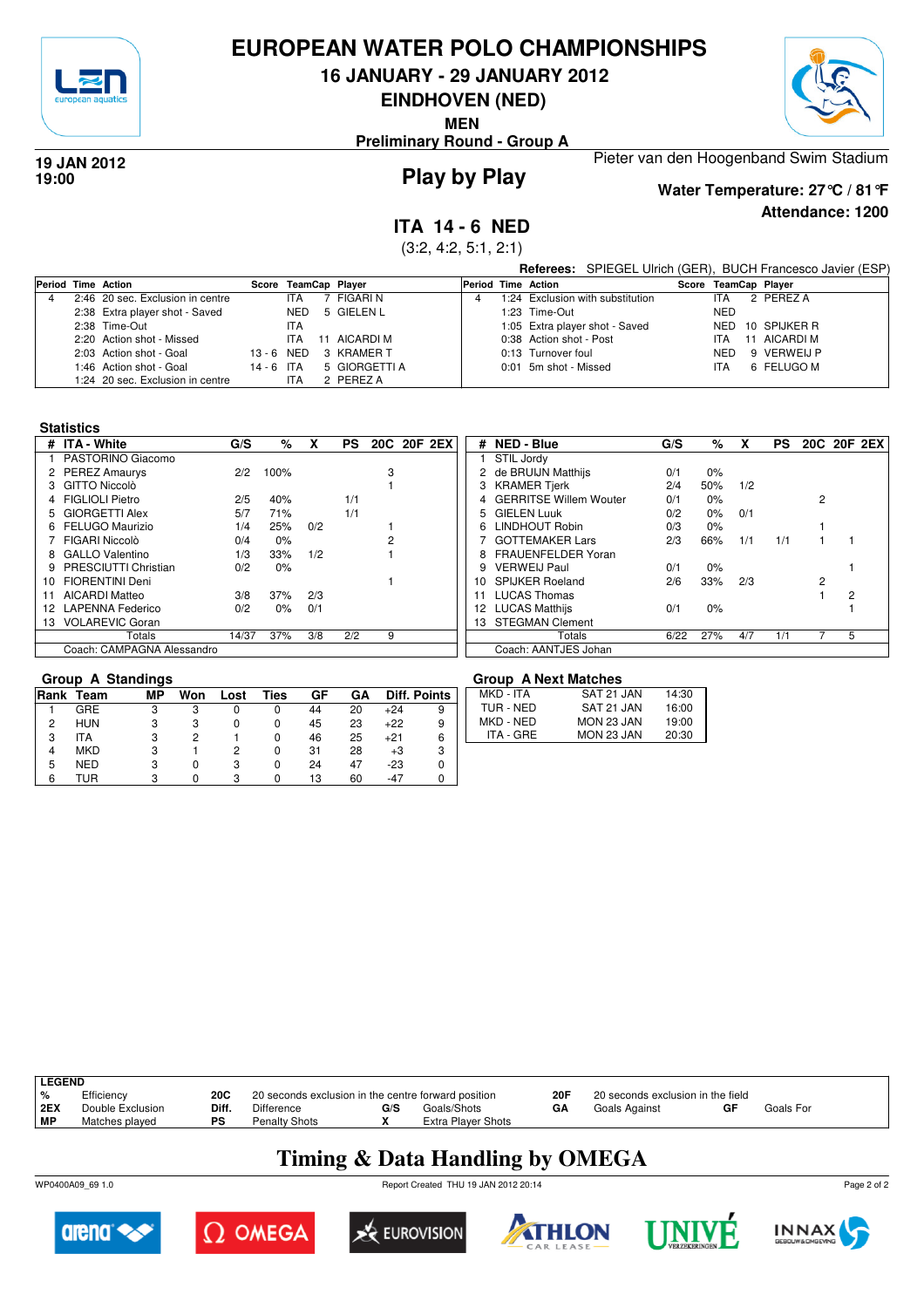# EUROPEAN WATER POLO CHAMPIONSHIPS

## 16 JANUARY - 29 JANUARY 2012

## EINDHOVEN (NED)

**MEN**

**Preliminary Round - Group A**

**19 JAN 2012**
**19:00**

Pieter van den Hoogenband Swim Stadium

## Play by Play

**Water Temperature: 27°C / 81°F**

**Attendance: 1200**

## ITA 14 - 6 NED

(3:2, 4:2, 5:1, 2:1)

**Referees:** SPIEGEL Ulrich (GER), BUCH Francesco Javier (ESP)

| Period | Time | Action | Score | TeamCap | Player |
|---|---|---|---|---|---|
| 4 | 2:46 | 20 sec. Exclusion in centre | | ITA 7 | FIGARI N |
| | 2:38 | Extra player shot - Saved | | NED 5 | GIELEN L |
| | 2:38 | Time-Out | | ITA | |
| | 2:20 | Action shot - Missed | | ITA 11 | AICARDI M |
| | 2:03 | Action shot - Goal | 13 - 6 | NED 3 | KRAMER T |
| | 1:46 | Action shot - Goal | 14 - 6 | ITA 5 | GIORGETTI A |
| | 1:24 | 20 sec. Exclusion in centre | | ITA 2 | PEREZ A |
| 4 | 1:24 | Exclusion with substitution | | ITA 2 | PEREZ A |
| | 1:23 | Time-Out | | NED | |
| | 1:05 | Extra player shot - Saved | | NED 10 | SPIJKER R |
| | 0:38 | Action shot - Post | | ITA 11 | AICARDI M |
| | 0:13 | Turnover foul | | NED 9 | VERWEIJ P |
| | 0:01 | 5m shot - Missed | | ITA 6 | FELUGO M |

### Statistics

| # | ITA - White | G/S | % | X | PS | 20C | 20F | 2EX |
|---|---|---|---|---|---|---|---|---|
| 1 | PASTORINO Giacomo | | | | | | | |
| 2 | PEREZ Amaurys | 2/2 | 100% | | | 3 | | |
| 3 | GITTO Niccolò | | | | | 1 | | |
| 4 | FIGLIOLI Pietro | 2/5 | 40% | | 1/1 | | | |
| 5 | GIORGETTI Alex | 5/7 | 71% | | 1/1 | | | |
| 6 | FELUGO Maurizio | 1/4 | 25% | 0/2 | | 1 | | |
| 7 | FIGARI Niccolò | 0/4 | 0% | | | 2 | | |
| 8 | GALLO Valentino | 1/3 | 33% | 1/2 | | 1 | | |
| 9 | PRESCIUTTI Christian | 0/2 | 0% | | | | | |
| 10 | FIORENTINI Deni | | | | | 1 | | |
| 11 | AICARDI Matteo | 3/8 | 37% | 2/3 | | | | |
| 12 | LAPENNA Federico | 0/2 | 0% | 0/1 | | | | |
| 13 | VOLAREVIC Goran | | | | | | | |
| | Totals | 14/37 | 37% | 3/8 | 2/2 | 9 | | |
| | Coach: CAMPAGNA Alessandro | | | | | | | |

| # | NED - Blue | G/S | % | X | PS | 20C | 20F | 2EX |
|---|---|---|---|---|---|---|---|---|
| 1 | STIL Jordy | | | | | | | |
| 2 | de BRUIJN Matthijs | 0/1 | 0% | | | | | |
| 3 | KRAMER Tjerk | 2/4 | 50% | 1/2 | | | | |
| 4 | GERRITSE Willem Wouter | 0/1 | 0% | | | | 2 | |
| 5 | GIELEN Luuk | 0/2 | 0% | 0/1 | | | | |
| 6 | LINDHOUT Robin | 0/3 | 0% | | | | 1 | |
| 7 | GOTTEMAKER Lars | 2/3 | 66% | 1/1 | 1/1 | | 1 | 1 |
| 8 | FRAUENFELDER Yoran | | | | | | | |
| 9 | VERWEIJ Paul | 0/1 | 0% | | | | | 1 |
| 10 | SPIJKER Roeland | 2/6 | 33% | 2/3 | | | 2 | |
| 11 | LUCAS Thomas | | | | | | 1 | 2 |
| 12 | LUCAS Matthijs | 0/1 | 0% | | | | | 1 |
| 13 | STEGMAN Clement | | | | | | | |
| | Totals | 6/22 | 27% | 4/7 | 1/1 | | 7 | 5 |
| | Coach: AANTJES Johan | | | | | | | |

### Group A Standings

| Rank | Team | MP | Won | Lost | Ties | GF | GA | Diff. | Points |
|---|---|---|---|---|---|---|---|---|---|
| 1 | GRE | 3 | 3 | 0 | 0 | 44 | 20 | +24 | 9 |
| 2 | HUN | 3 | 3 | 0 | 0 | 45 | 23 | +22 | 9 |
| 3 | ITA | 3 | 2 | 1 | 0 | 46 | 25 | +21 | 6 |
| 4 | MKD | 3 | 1 | 2 | 0 | 31 | 28 | +3 | 3 |
| 5 | NED | 3 | 0 | 3 | 0 | 24 | 47 | -23 | 0 |
| 6 | TUR | 3 | 0 | 3 | 0 | 13 | 60 | -47 | 0 |

### Group A Next Matches

| | | |
|---|---|---|
| MKD - ITA | SAT 21 JAN | 14:30 |
| TUR - NED | SAT 21 JAN | 16:00 |
| MKD - NED | MON 23 JAN | 19:00 |
| ITA - GRE | MON 23 JAN | 20:30 |

**LEGEND**

| | | | | | | | |
|---|---|---|---|---|---|---|---|
| % | Efficiency | 20C | 20 seconds exclusion in the centre forward position | 20F | 20 seconds exclusion in the field | | |
| 2EX | Double Exclusion | Diff. | Difference | G/S | Goals/Shots | GA | Goals Against | GF | Goals For |
| MP | Matches played | PS | Penalty Shots | X | Extra Player Shots | | |

## Timing & Data Handling by OMEGA

WP0400A09_69 1.0 Report Created THU 19 JAN 2012 20:14